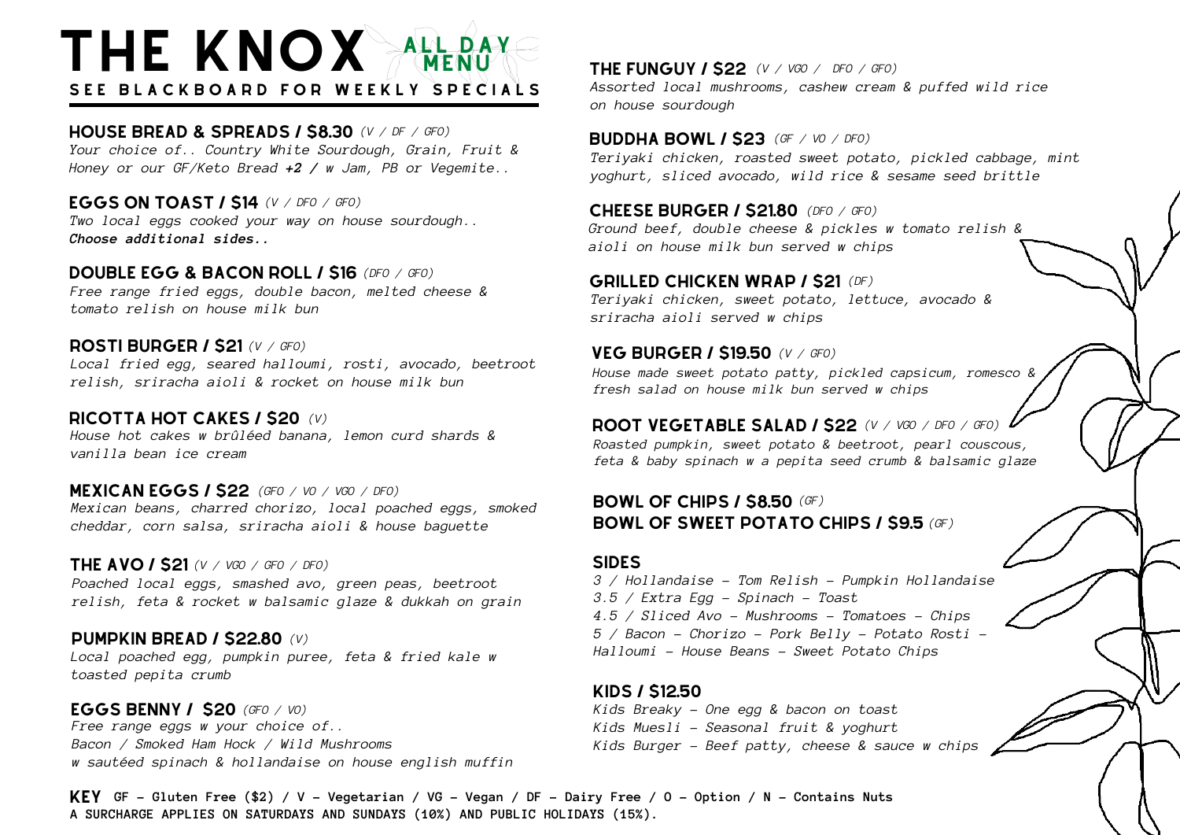# THE KNOX ALL DAY MENU

**SEE BLACKBOARD FOR WEEKLY SPECIALS**

### HOUSE BREAD & SPREADS / $8.30 *(V / DF / GFO)*
*Your choice of.. Country White Sourdough, Grain, Fruit & Honey or our GF/Keto Bread **+2 /** w Jam, PB or Vegemite..*

### EGGS ON TOAST / $14 *(V / DFO / GFO)*
*Two local eggs cooked your way on house sourdough..*
***Choose additional sides..***

### DOUBLE EGG & BACON ROLL / $16 *(DFO / GFO)*
*Free range fried eggs, double bacon, melted cheese & tomato relish on house milk bun*

### ROSTI BURGER / $21 *(V / GFO)*
*Local fried egg, seared halloumi, rosti, avocado, beetroot relish, sriracha aioli & rocket on house milk bun*

### RICOTTA HOT CAKES / $20 *(V)*
*House hot cakes w brûléed banana, lemon curd shards & vanilla bean ice cream*

### MEXICAN EGGS / $22 *(GFO / VO / VGO / DFO)*
*Mexican beans, charred chorizo, local poached eggs, smoked cheddar, corn salsa, sriracha aioli & house baguette*

### THE AVO / $21 *(V / VGO / GFO / DFO)*
*Poached local eggs, smashed avo, green peas, beetroot relish, feta & rocket w balsamic glaze & dukkah on grain*

### PUMPKIN BREAD / $22.80 *(V)*
*Local poached egg, pumpkin puree, feta & fried kale w toasted pepita crumb*

### EGGS BENNY / $20 *(GFO / VO)*
*Free range eggs w your choice of..*
*Bacon / Smoked Ham Hock / Wild Mushrooms*
*w sautéed spinach & hollandaise on house english muffin*

### THE FUNGUY / $22 *(V / VGO / DFO / GFO)*
*Assorted local mushrooms, cashew cream & puffed wild rice on house sourdough*

### BUDDHA BOWL / $23 *(GF / VO / DFO)*
*Teriyaki chicken, roasted sweet potato, pickled cabbage, mint yoghurt, sliced avocado, wild rice & sesame seed brittle*

### CHEESE BURGER / $21.80 *(DFO / GFO)*
*Ground beef, double cheese & pickles w tomato relish & aioli on house milk bun served w chips*

### GRILLED CHICKEN WRAP / $21 *(DF)*
*Teriyaki chicken, sweet potato, lettuce, avocado & sriracha aioli served w chips*

### VEG BURGER / $19.50 *(V / GFO)*
*House made sweet potato patty, pickled capsicum, romesco & fresh salad on house milk bun served w chips*

### ROOT VEGETABLE SALAD / $22 *(V / VGO / DFO / GFO)*
*Roasted pumpkin, sweet potato & beetroot, pearl couscous, feta & baby spinach w a pepita seed crumb & balsamic glaze*

### BOWL OF CHIPS / $8.50 *(GF)*
### BOWL OF SWEET POTATO CHIPS / $9.5 *(GF)*

### SIDES
*3 / Hollandaise - Tom Relish - Pumpkin Hollandaise*
*3.5 / Extra Egg - Spinach - Toast*
*4.5 / Sliced Avo - Mushrooms - Tomatoes - Chips*
*5 / Bacon - Chorizo - Pork Belly - Potato Rosti - Halloumi - House Beans - Sweet Potato Chips*

### KIDS / $12.50
*Kids Breaky - One egg & bacon on toast*
*Kids Muesli - Seasonal fruit & yoghurt*
*Kids Burger - Beef patty, cheese & sauce w chips*

**KEY** **GF - Gluten Free ($2) / V - Vegetarian / VG - Vegan / DF - Dairy Free / O - Option / N - Contains Nuts**
**A SURCHARGE APPLIES ON SATURDAYS AND SUNDAYS (10%) AND PUBLIC HOLIDAYS (15%).**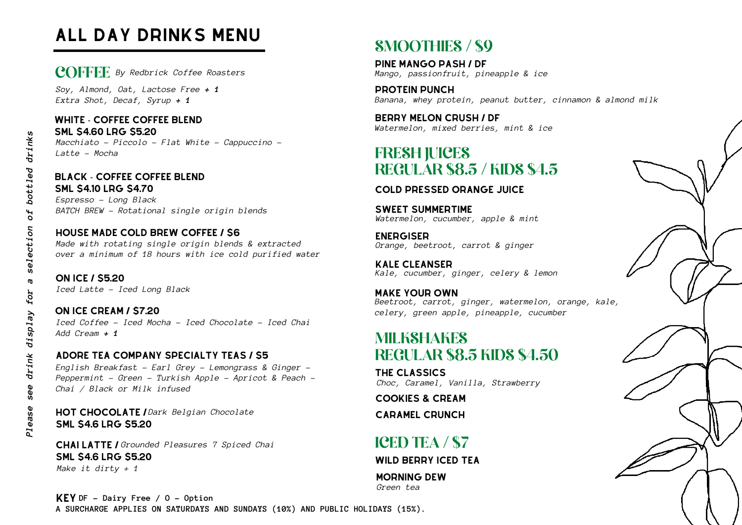# ALL DAY DRINKS MENU

*Please see drink display for a selection of bottled drinks*

## COFFEE *By Redbrick Coffee Roasters*

*Soy, Almond, Oat, Lactose Free* ***+ 1***
*Extra Shot, Decaf, Syrup* ***+ 1***

**WHITE - COFFEE COFFEE BLEND**
**SML $4.60 LRG $5.20**
*Macchiato - Piccolo - Flat White - Cappuccino - Latte - Mocha*

**BLACK - COFFEE COFFEE BLEND**
**SML $4.10 LRG $4.70**
*Espresso - Long Black*
*BATCH BREW - Rotational single origin blends*

**HOUSE MADE COLD BREW COFFEE / $6**
*Made with rotating single origin blends & extracted over a minimum of 18 hours with ice cold purified water*

**ON ICE / $5.20**
*Iced Latte - Iced Long Black*

**ON ICE CREAM / $7.20**
*Iced Coffee - Iced Mocha - Iced Chocolate - Iced Chai*
*Add Cream* ***+ 1***

**ADORE TEA COMPANY SPECIALTY TEAS / $5**
*English Breakfast - Earl Grey - Lemongrass & Ginger - Peppermint - Green - Turkish Apple - Apricot & Peach - Chai / Black or Milk infused*

**HOT CHOCOLATE /** *Dark Belgian Chocolate*
**SML $4.6 LRG $5.20**

**CHAI LATTE /** *Grounded Pleasures 7 Spiced Chai*
**SML $4.6 LRG $5.20**
*Make it dirty + 1*

## SMOOTHIES / $9

**PINE MANGO PASH / DF**
*Mango, passionfruit, pineapple & ice*

**PROTEIN PUNCH**
*Banana, whey protein, peanut butter, cinnamon & almond milk*

**BERRY MELON CRUSH / DF**
*Watermelon, mixed berries, mint & ice*

## FRESH JUICES REGULAR $8.5 / KIDS $4.5

**COLD PRESSED ORANGE JUICE**

**SWEET SUMMERTIME**
*Watermelon, cucumber, apple & mint*

**ENERGISER**
*Orange, beetroot, carrot & ginger*

**KALE CLEANSER**
*Kale, cucumber, ginger, celery & lemon*

**MAKE YOUR OWN**
*Beetroot, carrot, ginger, watermelon, orange, kale, celery, green apple, pineapple, cucumber*

## MILKSHAKES REGULAR $8.5 KIDS $4.50

**THE CLASSICS**
*Choc, Caramel, Vanilla, Strawberry*

**COOKIES & CREAM**

**CARAMEL CRUNCH**

## ICED TEA / $7

**WILD BERRY ICED TEA**

**MORNING DEW**
*Green tea*

**KEY** DF - Dairy Free / O - Option
A SURCHARGE APPLIES ON SATURDAYS AND SUNDAYS (10%) AND PUBLIC HOLIDAYS (15%).